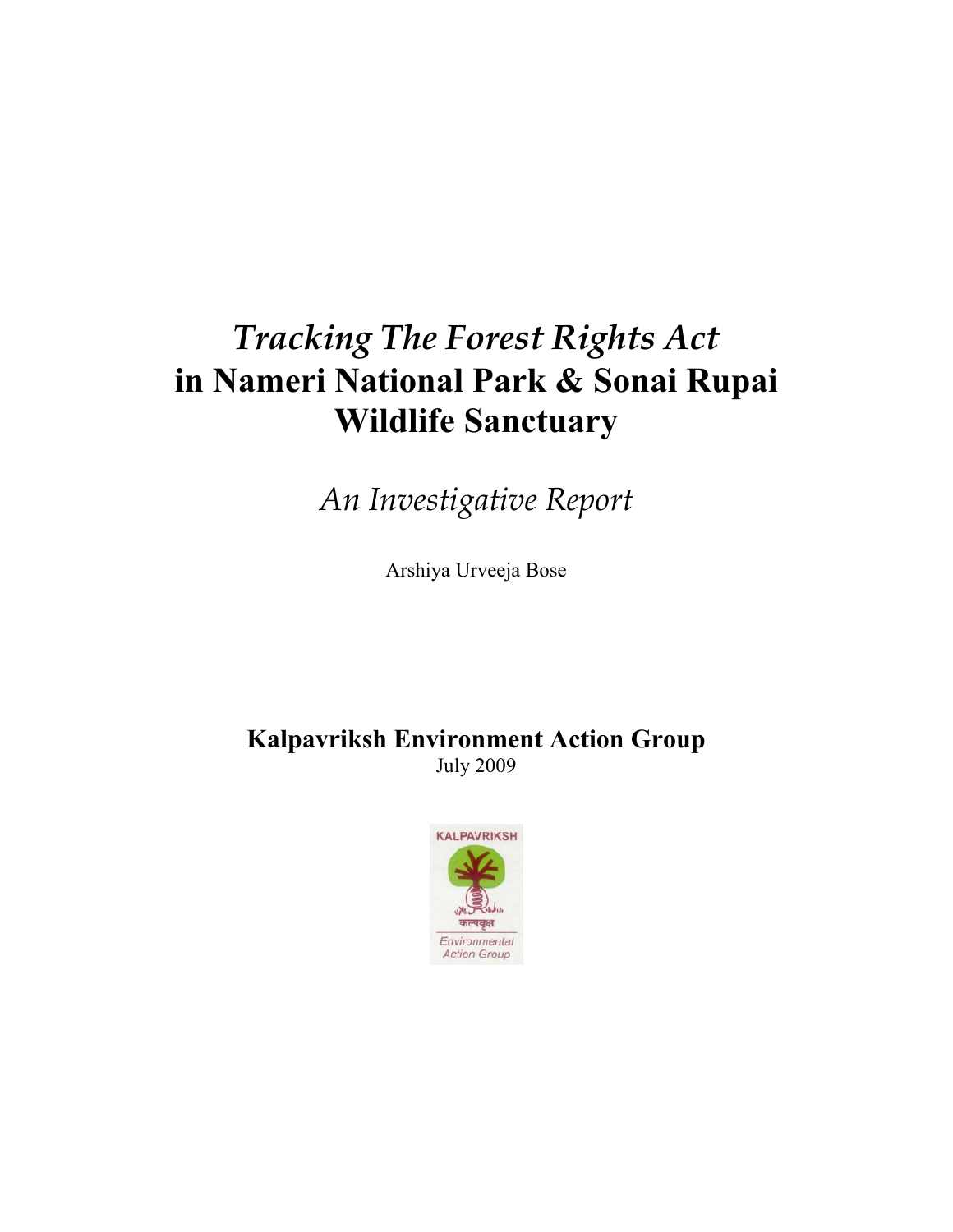# *Tracking The Forest Rights Act* in Nameri National Park & Sonai Rupai Wildlife Sanctuary

*An Investigative Report*

Arshiya Urveeja Bose

**Kalpavriksh Environment Action Group**

July 2009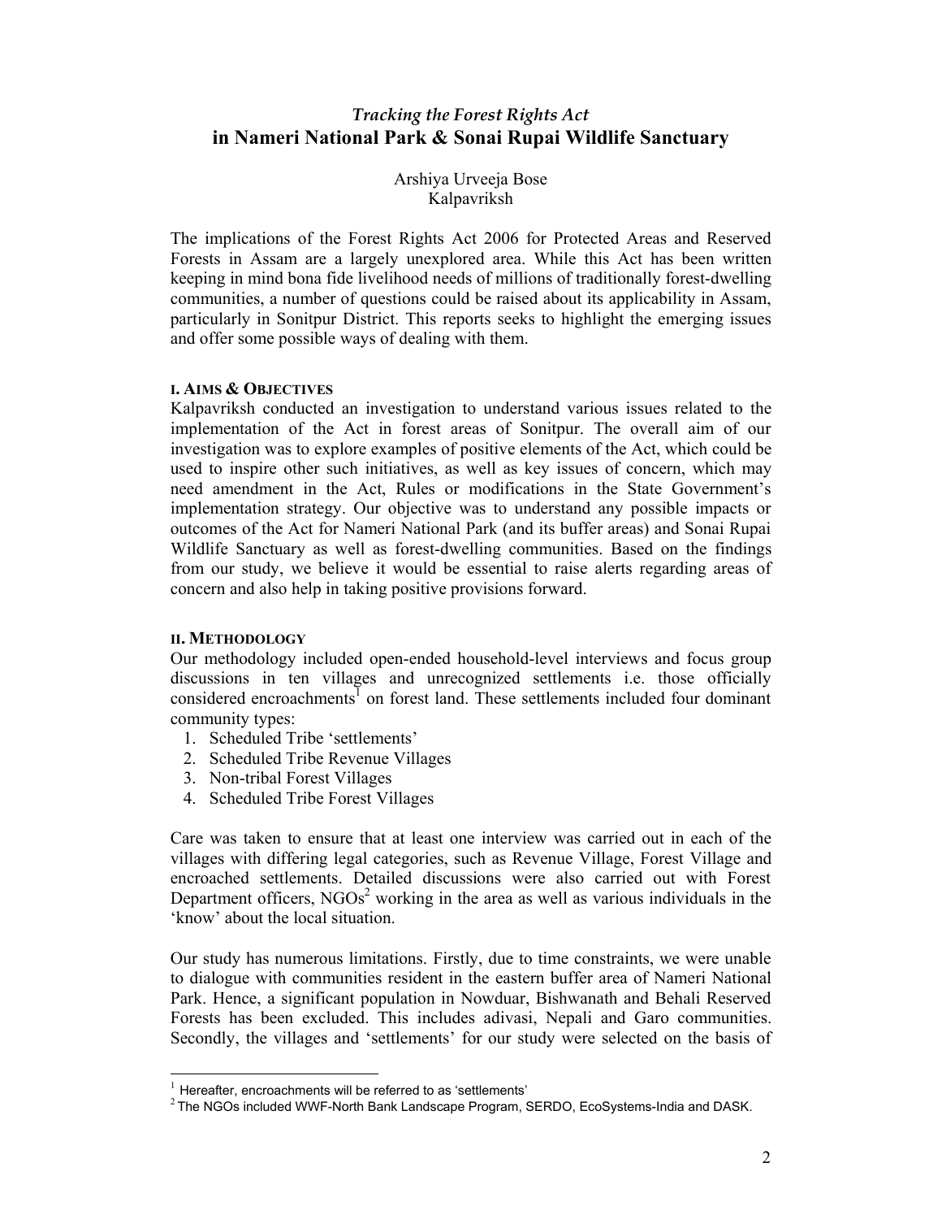# *Tracking the Forest Rights Act* in Nameri National Park & Sonai Rupai Wildlife Sanctuary

Arshiya Urveeja Bose
Kalpavriksh

The implications of the Forest Rights Act 2006 for Protected Areas and Reserved Forests in Assam are a largely unexplored area. While this Act has been written keeping in mind bona fide livelihood needs of millions of traditionally forest-dwelling communities, a number of questions could be raised about its applicability in Assam, particularly in Sonitpur District. This reports seeks to highlight the emerging issues and offer some possible ways of dealing with them.

## I. AIMS & OBJECTIVES

Kalpavriksh conducted an investigation to understand various issues related to the implementation of the Act in forest areas of Sonitpur. The overall aim of our investigation was to explore examples of positive elements of the Act, which could be used to inspire other such initiatives, as well as key issues of concern, which may need amendment in the Act, Rules or modifications in the State Government's implementation strategy. Our objective was to understand any possible impacts or outcomes of the Act for Nameri National Park (and its buffer areas) and Sonai Rupai Wildlife Sanctuary as well as forest-dwelling communities. Based on the findings from our study, we believe it would be essential to raise alerts regarding areas of concern and also help in taking positive provisions forward.

## II. METHODOLOGY

Our methodology included open-ended household-level interviews and focus group discussions in ten villages and unrecognized settlements i.e. those officially considered encroachments[1] on forest land. These settlements included four dominant community types:

1. Scheduled Tribe 'settlements'
2. Scheduled Tribe Revenue Villages
3. Non-tribal Forest Villages
4. Scheduled Tribe Forest Villages

Care was taken to ensure that at least one interview was carried out in each of the villages with differing legal categories, such as Revenue Village, Forest Village and encroached settlements. Detailed discussions were also carried out with Forest Department officers, NGOs[2] working in the area as well as various individuals in the 'know' about the local situation.

Our study has numerous limitations. Firstly, due to time constraints, we were unable to dialogue with communities resident in the eastern buffer area of Nameri National Park. Hence, a significant population in Nowduar, Bishwanath and Behali Reserved Forests has been excluded. This includes adivasi, Nepali and Garo communities. Secondly, the villages and 'settlements' for our study were selected on the basis of

[1] Hereafter, encroachments will be referred to as 'settlements'

[2] The NGOs included WWF-North Bank Landscape Program, SERDO, EcoSystems-India and DASK.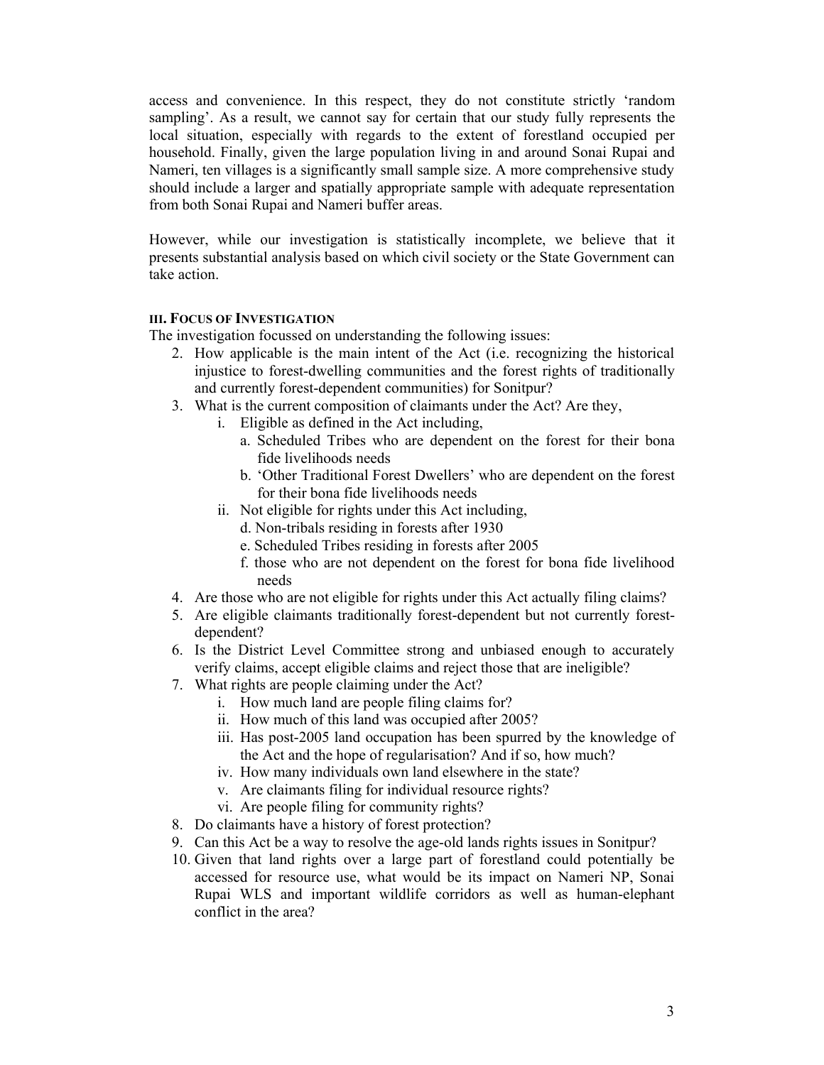access and convenience. In this respect, they do not constitute strictly 'random sampling'. As a result, we cannot say for certain that our study fully represents the local situation, especially with regards to the extent of forestland occupied per household. Finally, given the large population living in and around Sonai Rupai and Nameri, ten villages is a significantly small sample size. A more comprehensive study should include a larger and spatially appropriate sample with adequate representation from both Sonai Rupai and Nameri buffer areas.

However, while our investigation is statistically incomplete, we believe that it presents substantial analysis based on which civil society or the State Government can take action.

### III. Focus of Investigation

The investigation focussed on understanding the following issues:

2. How applicable is the main intent of the Act (i.e. recognizing the historical injustice to forest-dwelling communities and the forest rights of traditionally and currently forest-dependent communities) for Sonitpur?
3. What is the current composition of claimants under the Act? Are they,
   i. Eligible as defined in the Act including,
      a. Scheduled Tribes who are dependent on the forest for their bona fide livelihoods needs
      b. 'Other Traditional Forest Dwellers' who are dependent on the forest for their bona fide livelihoods needs
   ii. Not eligible for rights under this Act including,
      d. Non-tribals residing in forests after 1930
      e. Scheduled Tribes residing in forests after 2005
      f. those who are not dependent on the forest for bona fide livelihood needs
4. Are those who are not eligible for rights under this Act actually filing claims?
5. Are eligible claimants traditionally forest-dependent but not currently forest-dependent?
6. Is the District Level Committee strong and unbiased enough to accurately verify claims, accept eligible claims and reject those that are ineligible?
7. What rights are people claiming under the Act?
   i. How much land are people filing claims for?
   ii. How much of this land was occupied after 2005?
   iii. Has post-2005 land occupation has been spurred by the knowledge of the Act and the hope of regularisation? And if so, how much?
   iv. How many individuals own land elsewhere in the state?
   v. Are claimants filing for individual resource rights?
   vi. Are people filing for community rights?
8. Do claimants have a history of forest protection?
9. Can this Act be a way to resolve the age-old lands rights issues in Sonitpur?
10. Given that land rights over a large part of forestland could potentially be accessed for resource use, what would be its impact on Nameri NP, Sonai Rupai WLS and important wildlife corridors as well as human-elephant conflict in the area?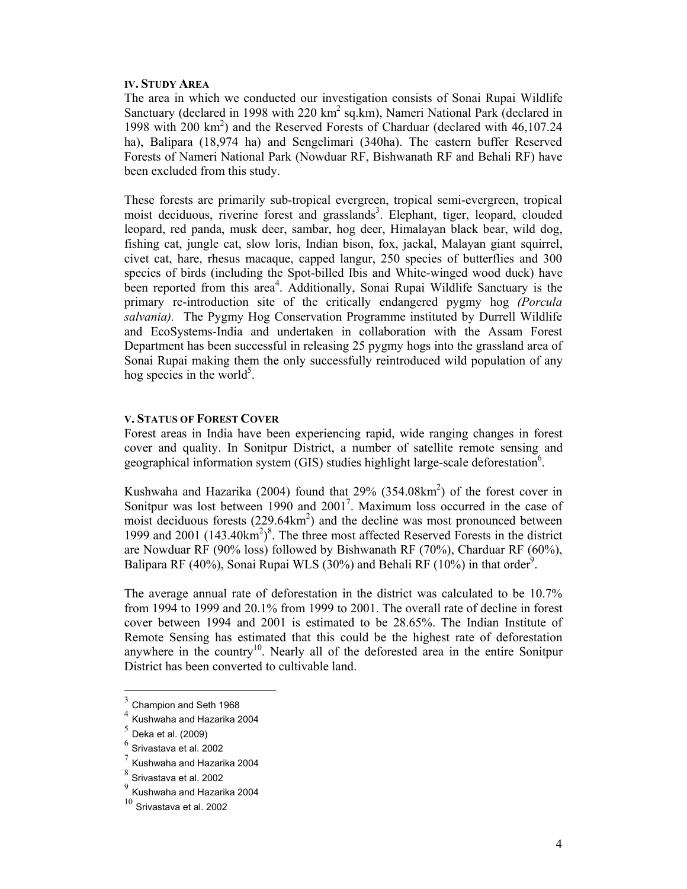## IV. STUDY AREA

The area in which we conducted our investigation consists of Sonai Rupai Wildlife Sanctuary (declared in 1998 with 220 $km^2$ sq.km), Nameri National Park (declared in 1998 with 200 $km^2$) and the Reserved Forests of Charduar (declared with 46,107.24 ha), Balipara (18,974 ha) and Sengelimari (340ha). The eastern buffer Reserved Forests of Nameri National Park (Nowduar RF, Bishwanath RF and Behali RF) have been excluded from this study.

These forests are primarily sub-tropical evergreen, tropical semi-evergreen, tropical moist deciduous, riverine forest and grasslands[3]. Elephant, tiger, leopard, clouded leopard, red panda, musk deer, sambar, hog deer, Himalayan black bear, wild dog, fishing cat, jungle cat, slow loris, Indian bison, fox, jackal, Malayan giant squirrel, civet cat, hare, rhesus macaque, capped langur, 250 species of butterflies and 300 species of birds (including the Spot-billed Ibis and White-winged wood duck) have been reported from this area[4]. Additionally, Sonai Rupai Wildlife Sanctuary is the primary re-introduction site of the critically endangered pygmy hog *(Porcula salvania).* The Pygmy Hog Conservation Programme instituted by Durrell Wildlife and EcoSystems-India and undertaken in collaboration with the Assam Forest Department has been successful in releasing 25 pygmy hogs into the grassland area of Sonai Rupai making them the only successfully reintroduced wild population of any hog species in the world[5].

## V. STATUS OF FOREST COVER

Forest areas in India have been experiencing rapid, wide ranging changes in forest cover and quality. In Sonitpur District, a number of satellite remote sensing and geographical information system (GIS) studies highlight large-scale deforestation[6].

Kushwaha and Hazarika (2004) found that 29% (354.08$km^2$) of the forest cover in Sonitpur was lost between 1990 and 2001[7]. Maximum loss occurred in the case of moist deciduous forests (229.64$km^2$) and the decline was most pronounced between 1999 and 2001 (143.40$km^2$)[8]. The three most affected Reserved Forests in the district are Nowduar RF (90% loss) followed by Bishwanath RF (70%), Charduar RF (60%), Balipara RF (40%), Sonai Rupai WLS (30%) and Behali RF (10%) in that order[9].

The average annual rate of deforestation in the district was calculated to be 10.7% from 1994 to 1999 and 20.1% from 1999 to 2001. The overall rate of decline in forest cover between 1994 and 2001 is estimated to be 28.65%. The Indian Institute of Remote Sensing has estimated that this could be the highest rate of deforestation anywhere in the country[10]. Nearly all of the deforested area in the entire Sonitpur District has been converted to cultivable land.

---

[3] Champion and Seth 1968

[4] Kushwaha and Hazarika 2004

[5] Deka et al. (2009)

[6] Srivastava et al. 2002

[7] Kushwaha and Hazarika 2004

[8] Srivastava et al. 2002

[9] Kushwaha and Hazarika 2004

[10] Srivastava et al. 2002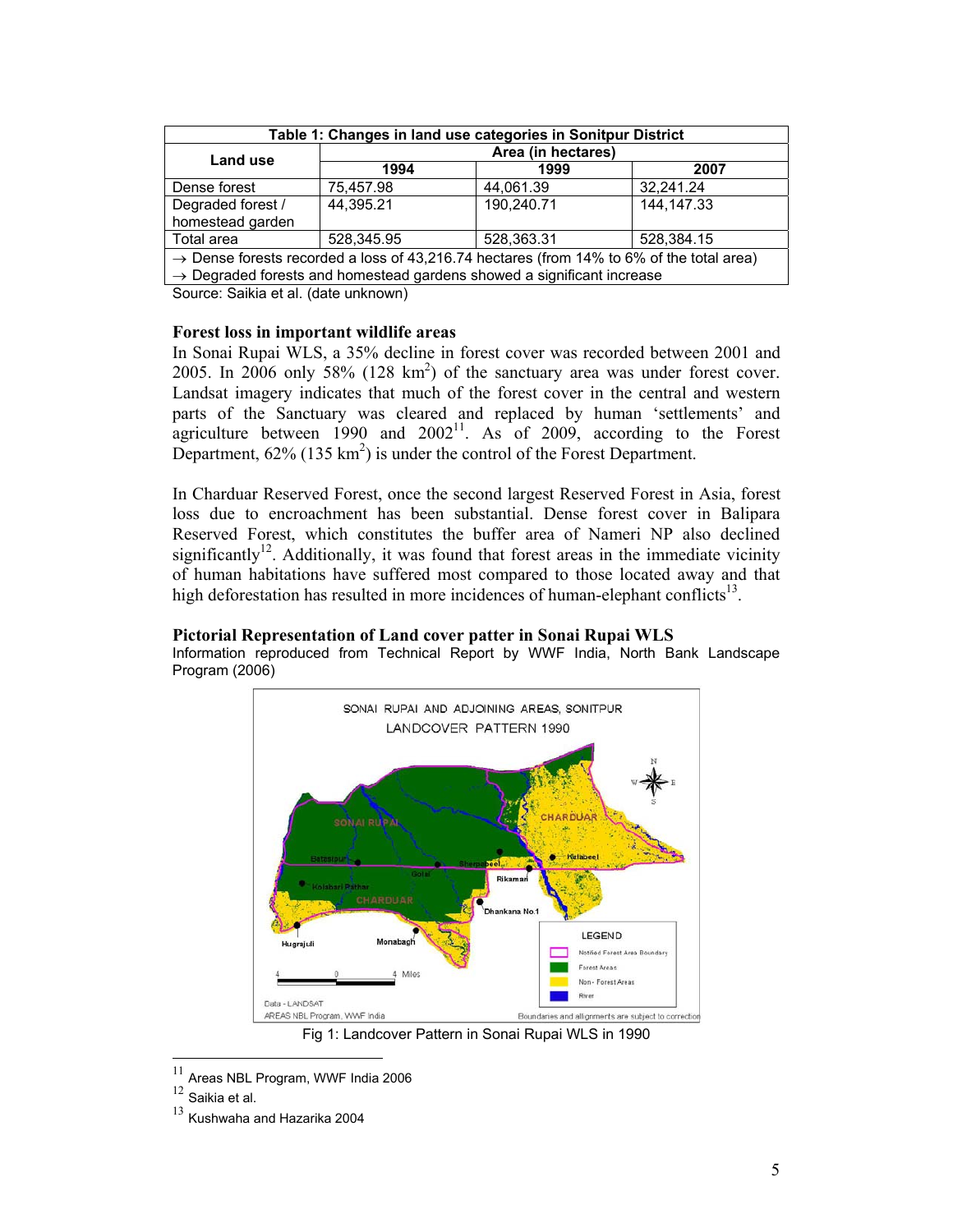| Table 1: Changes in land use categories in Sonitpur District | | | |
|---|---|---|---|
| Land use | Area (in hectares) | | |
| | 1994 | 1999 | 2007 |
| Dense forest | 75,457.98 | 44,061.39 | 32,241.24 |
| Degraded forest / homestead garden | 44,395.21 | 190,240.71 | 144,147.33 |
| Total area | 528,345.95 | 528,363.31 | 528,384.15 |
| → Dense forests recorded a loss of 43,216.74 hectares (from 14% to 6% of the total area) | | | |
| → Degraded forests and homestead gardens showed a significant increase | | | |

Source: Saikia et al. (date unknown)

**Forest loss in important wildlife areas**

In Sonai Rupai WLS, a 35% decline in forest cover was recorded between 2001 and 2005. In 2006 only 58% (128 $km^2$) of the sanctuary area was under forest cover. Landsat imagery indicates that much of the forest cover in the central and western parts of the Sanctuary was cleared and replaced by human 'settlements' and agriculture between 1990 and 2002[11]. As of 2009, according to the Forest Department, 62% (135 $km^2$) is under the control of the Forest Department.

In Charduar Reserved Forest, once the second largest Reserved Forest in Asia, forest loss due to encroachment has been substantial. Dense forest cover in Balipara Reserved Forest, which constitutes the buffer area of Nameri NP also declined significantly[12]. Additionally, it was found that forest areas in the immediate vicinity of human habitations have suffered most compared to those located away and that high deforestation has resulted in more incidences of human-elephant conflicts[13].

**Pictorial Representation of Land cover patter in Sonai Rupai WLS**

Information reproduced from Technical Report by WWF India, North Bank Landscape Program (2006)

Fig 1: Landcover Pattern in Sonai Rupai WLS in 1990

---

[11] Areas NBL Program, WWF India 2006

[12] Saikia et al.

[13] Kushwaha and Hazarika 2004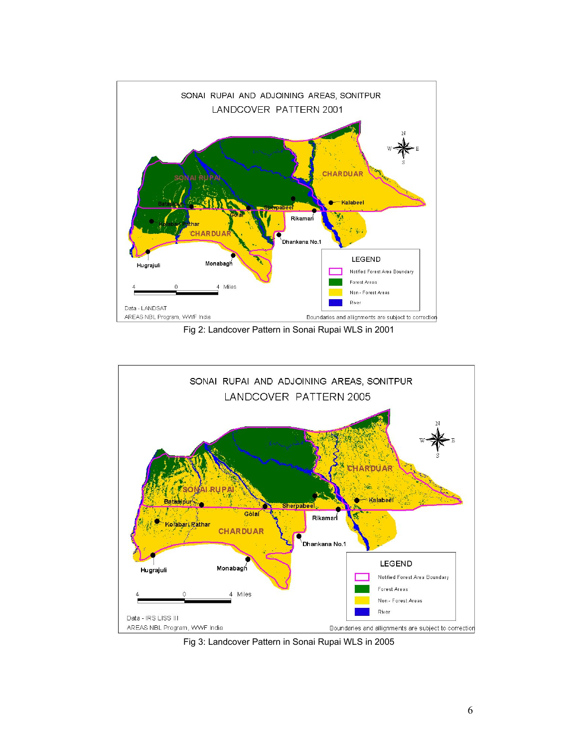Fig 2: Landcover Pattern in Sonai Rupai WLS in 2001

Fig 3: Landcover Pattern in Sonai Rupai WLS in 2005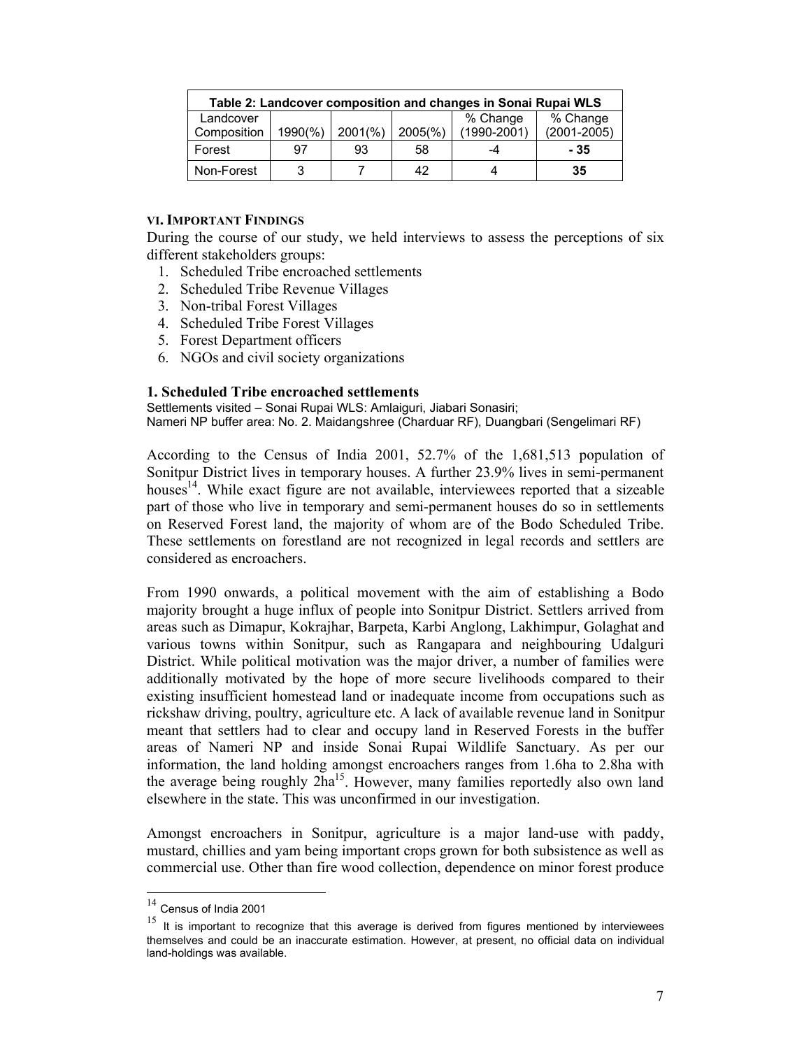| Table 2: Landcover composition and changes in Sonai Rupai WLS | | | | | |
|---|---|---|---|---|---|
| Landcover Composition | 1990(%) | 2001(%) | 2005(%) | % Change (1990-2001) | % Change (2001-2005) |
| Forest | 97 | 93 | 58 | -4 | **- 35** |
| Non-Forest | 3 | 7 | 42 | 4 | **35** |

### VI. IMPORTANT FINDINGS

During the course of our study, we held interviews to assess the perceptions of six different stakeholders groups:

1. Scheduled Tribe encroached settlements
2. Scheduled Tribe Revenue Villages
3. Non-tribal Forest Villages
4. Scheduled Tribe Forest Villages
5. Forest Department officers
6. NGOs and civil society organizations

#### 1. Scheduled Tribe encroached settlements

Settlements visited – Sonai Rupai WLS: Amlaiguri, Jiabari Sonasiri;
Nameri NP buffer area: No. 2. Maidangshree (Charduar RF), Duangbari (Sengelimari RF)

According to the Census of India 2001, 52.7% of the 1,681,513 population of Sonitpur District lives in temporary houses. A further 23.9% lives in semi-permanent houses[14]. While exact figure are not available, interviewees reported that a sizeable part of those who live in temporary and semi-permanent houses do so in settlements on Reserved Forest land, the majority of whom are of the Bodo Scheduled Tribe. These settlements on forestland are not recognized in legal records and settlers are considered as encroachers.

From 1990 onwards, a political movement with the aim of establishing a Bodo majority brought a huge influx of people into Sonitpur District. Settlers arrived from areas such as Dimapur, Kokrajhar, Barpeta, Karbi Anglong, Lakhimpur, Golaghat and various towns within Sonitpur, such as Rangapara and neighbouring Udalguri District. While political motivation was the major driver, a number of families were additionally motivated by the hope of more secure livelihoods compared to their existing insufficient homestead land or inadequate income from occupations such as rickshaw driving, poultry, agriculture etc. A lack of available revenue land in Sonitpur meant that settlers had to clear and occupy land in Reserved Forests in the buffer areas of Nameri NP and inside Sonai Rupai Wildlife Sanctuary. As per our information, the land holding amongst encroachers ranges from 1.6ha to 2.8ha with the average being roughly 2ha[15]. However, many families reportedly also own land elsewhere in the state. This was unconfirmed in our investigation.

Amongst encroachers in Sonitpur, agriculture is a major land-use with paddy, mustard, chillies and yam being important crops grown for both subsistence as well as commercial use. Other than fire wood collection, dependence on minor forest produce

---

[14] Census of India 2001

[15] It is important to recognize that this average is derived from figures mentioned by interviewees themselves and could be an inaccurate estimation. However, at present, no official data on individual land-holdings was available.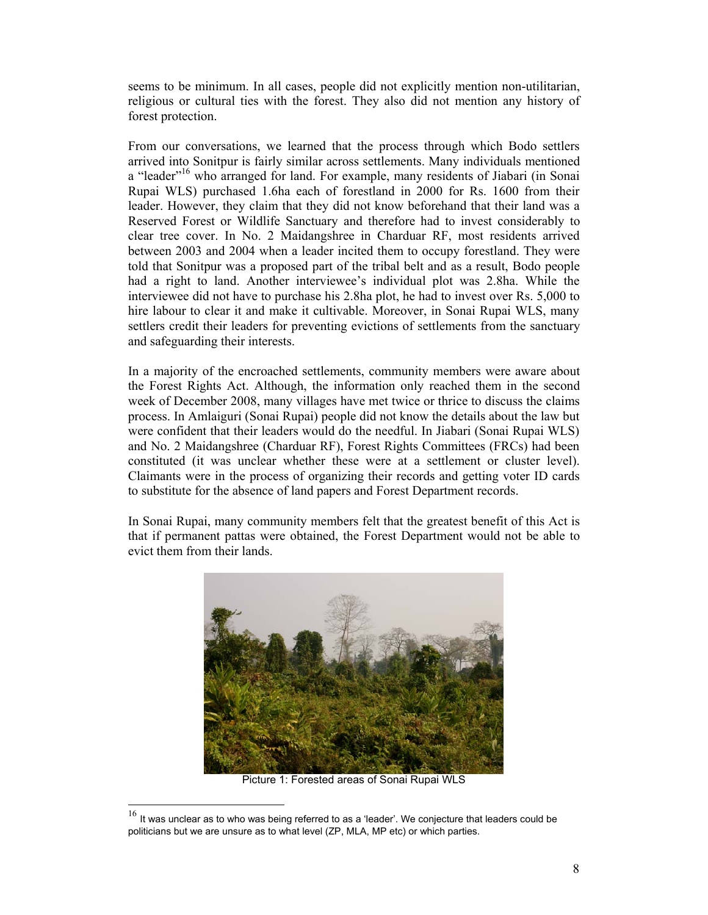seems to be minimum. In all cases, people did not explicitly mention non-utilitarian, religious or cultural ties with the forest. They also did not mention any history of forest protection.

From our conversations, we learned that the process through which Bodo settlers arrived into Sonitpur is fairly similar across settlements. Many individuals mentioned a "leader"[16] who arranged for land. For example, many residents of Jiabari (in Sonai Rupai WLS) purchased 1.6ha each of forestland in 2000 for Rs. 1600 from their leader. However, they claim that they did not know beforehand that their land was a Reserved Forest or Wildlife Sanctuary and therefore had to invest considerably to clear tree cover. In No. 2 Maidangshree in Charduar RF, most residents arrived between 2003 and 2004 when a leader incited them to occupy forestland. They were told that Sonitpur was a proposed part of the tribal belt and as a result, Bodo people had a right to land. Another interviewee's individual plot was 2.8ha. While the interviewee did not have to purchase his 2.8ha plot, he had to invest over Rs. 5,000 to hire labour to clear it and make it cultivable. Moreover, in Sonai Rupai WLS, many settlers credit their leaders for preventing evictions of settlements from the sanctuary and safeguarding their interests.

In a majority of the encroached settlements, community members were aware about the Forest Rights Act. Although, the information only reached them in the second week of December 2008, many villages have met twice or thrice to discuss the claims process. In Amlaiguri (Sonai Rupai) people did not know the details about the law but were confident that their leaders would do the needful. In Jiabari (Sonai Rupai WLS) and No. 2 Maidangshree (Charduar RF), Forest Rights Committees (FRCs) had been constituted (it was unclear whether these were at a settlement or cluster level). Claimants were in the process of organizing their records and getting voter ID cards to substitute for the absence of land papers and Forest Department records.

In Sonai Rupai, many community members felt that the greatest benefit of this Act is that if permanent pattas were obtained, the Forest Department would not be able to evict them from their lands.

Picture 1: Forested areas of Sonai Rupai WLS

[16] It was unclear as to who was being referred to as a 'leader'. We conjecture that leaders could be politicians but we are unsure as to what level (ZP, MLA, MP etc) or which parties.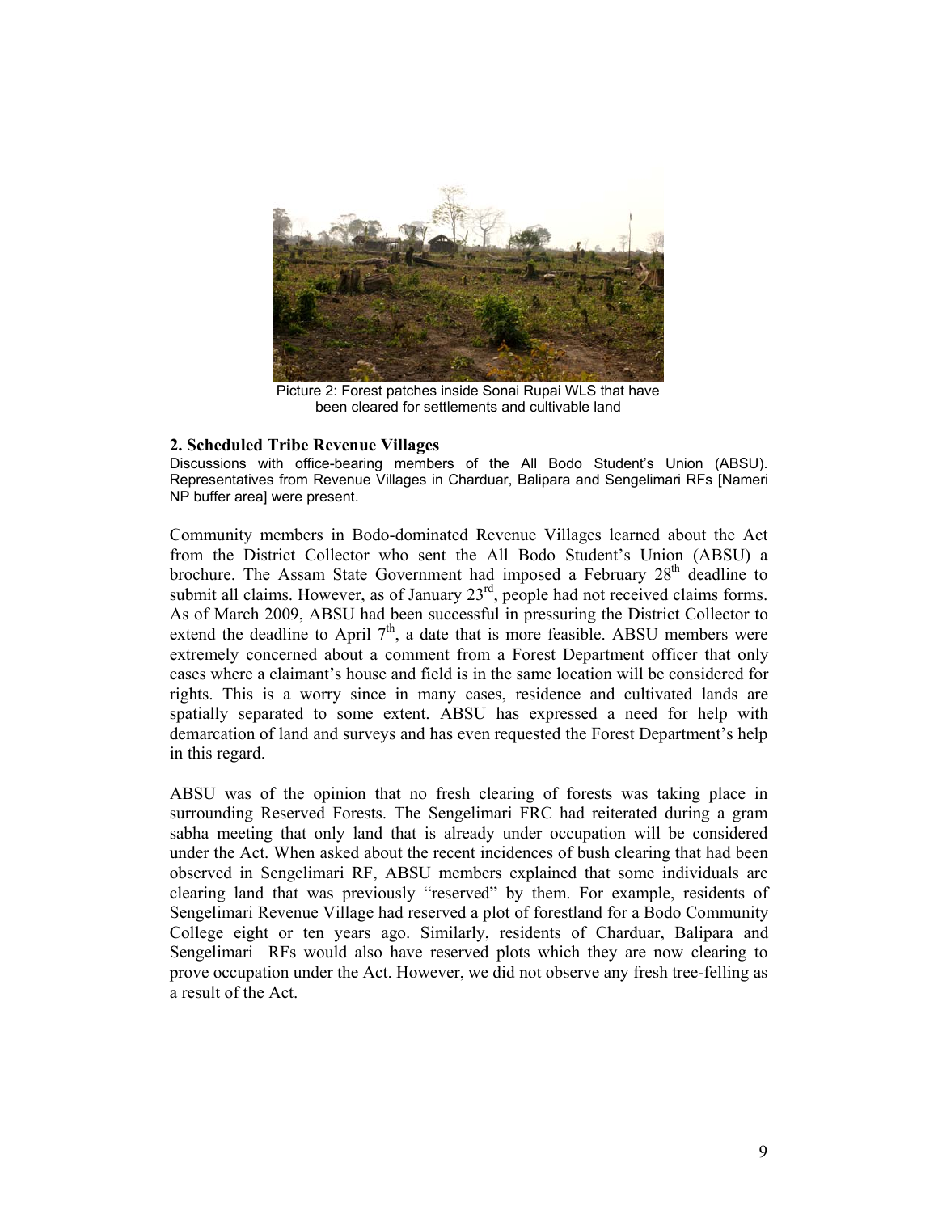Picture 2: Forest patches inside Sonai Rupai WLS that have been cleared for settlements and cultivable land

**2. Scheduled Tribe Revenue Villages**

Discussions with office-bearing members of the All Bodo Student's Union (ABSU). Representatives from Revenue Villages in Charduar, Balipara and Sengelimari RFs [Nameri NP buffer area] were present.

Community members in Bodo-dominated Revenue Villages learned about the Act from the District Collector who sent the All Bodo Student's Union (ABSU) a brochure. The Assam State Government had imposed a February 28th deadline to submit all claims. However, as of January 23rd, people had not received claims forms. As of March 2009, ABSU had been successful in pressuring the District Collector to extend the deadline to April 7th, a date that is more feasible. ABSU members were extremely concerned about a comment from a Forest Department officer that only cases where a claimant's house and field is in the same location will be considered for rights. This is a worry since in many cases, residence and cultivated lands are spatially separated to some extent. ABSU has expressed a need for help with demarcation of land and surveys and has even requested the Forest Department's help in this regard.

ABSU was of the opinion that no fresh clearing of forests was taking place in surrounding Reserved Forests. The Sengelimari FRC had reiterated during a gram sabha meeting that only land that is already under occupation will be considered under the Act. When asked about the recent incidences of bush clearing that had been observed in Sengelimari RF, ABSU members explained that some individuals are clearing land that was previously "reserved" by them. For example, residents of Sengelimari Revenue Village had reserved a plot of forestland for a Bodo Community College eight or ten years ago. Similarly, residents of Charduar, Balipara and Sengelimari RFs would also have reserved plots which they are now clearing to prove occupation under the Act. However, we did not observe any fresh tree-felling as a result of the Act.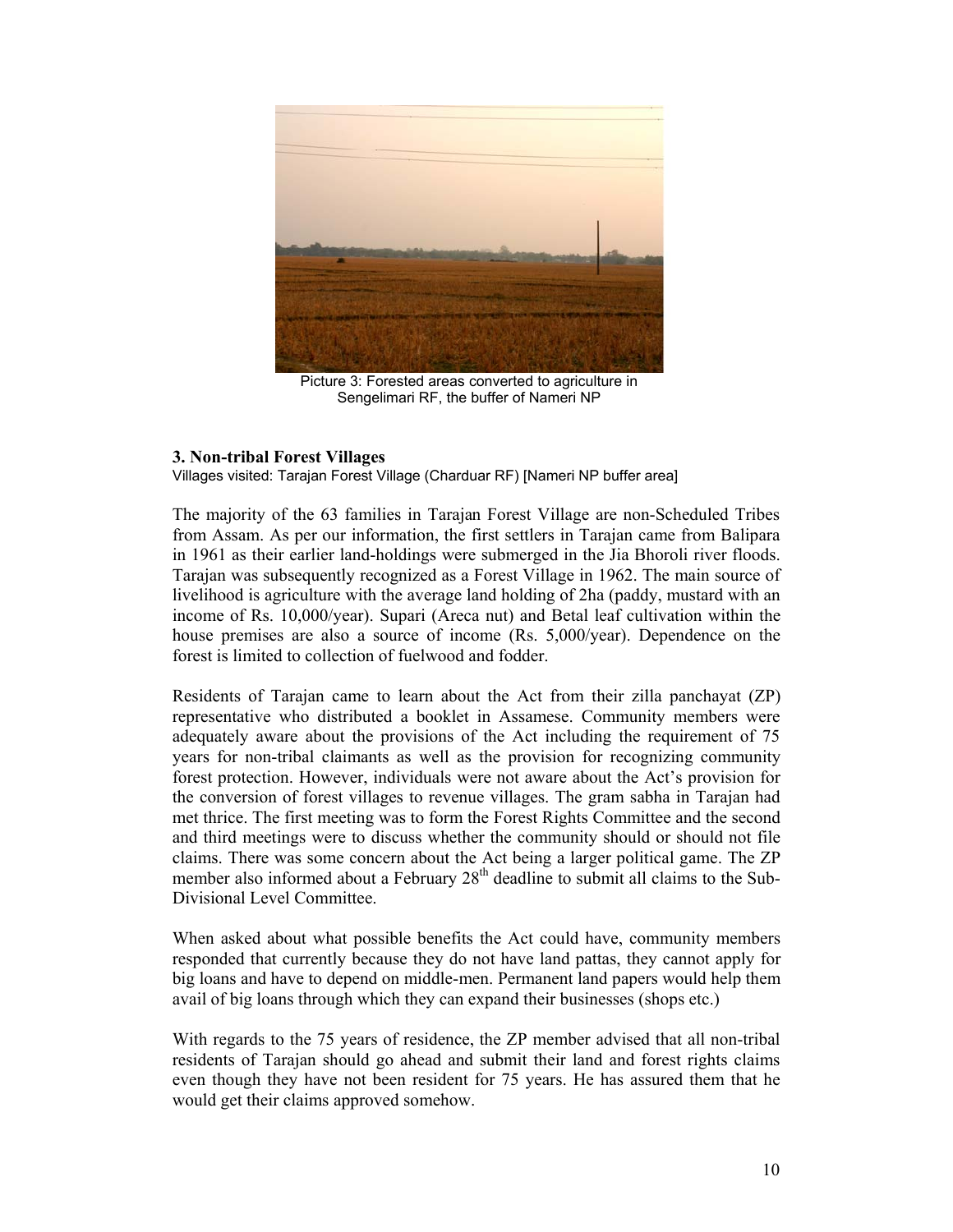Picture 3: Forested areas converted to agriculture in Sengelimari RF, the buffer of Nameri NP

### 3. Non-tribal Forest Villages

Villages visited: Tarajan Forest Village (Charduar RF) [Nameri NP buffer area]

The majority of the 63 families in Tarajan Forest Village are non-Scheduled Tribes from Assam. As per our information, the first settlers in Tarajan came from Balipara in 1961 as their earlier land-holdings were submerged in the Jia Bhoroli river floods. Tarajan was subsequently recognized as a Forest Village in 1962. The main source of livelihood is agriculture with the average land holding of 2ha (paddy, mustard with an income of Rs. 10,000/year). Supari (Areca nut) and Betal leaf cultivation within the house premises are also a source of income (Rs. 5,000/year). Dependence on the forest is limited to collection of fuelwood and fodder.

Residents of Tarajan came to learn about the Act from their zilla panchayat (ZP) representative who distributed a booklet in Assamese. Community members were adequately aware about the provisions of the Act including the requirement of 75 years for non-tribal claimants as well as the provision for recognizing community forest protection. However, individuals were not aware about the Act's provision for the conversion of forest villages to revenue villages. The gram sabha in Tarajan had met thrice. The first meeting was to form the Forest Rights Committee and the second and third meetings were to discuss whether the community should or should not file claims. There was some concern about the Act being a larger political game. The ZP member also informed about a February 28th deadline to submit all claims to the Sub-Divisional Level Committee.

When asked about what possible benefits the Act could have, community members responded that currently because they do not have land pattas, they cannot apply for big loans and have to depend on middle-men. Permanent land papers would help them avail of big loans through which they can expand their businesses (shops etc.)

With regards to the 75 years of residence, the ZP member advised that all non-tribal residents of Tarajan should go ahead and submit their land and forest rights claims even though they have not been resident for 75 years. He has assured them that he would get their claims approved somehow.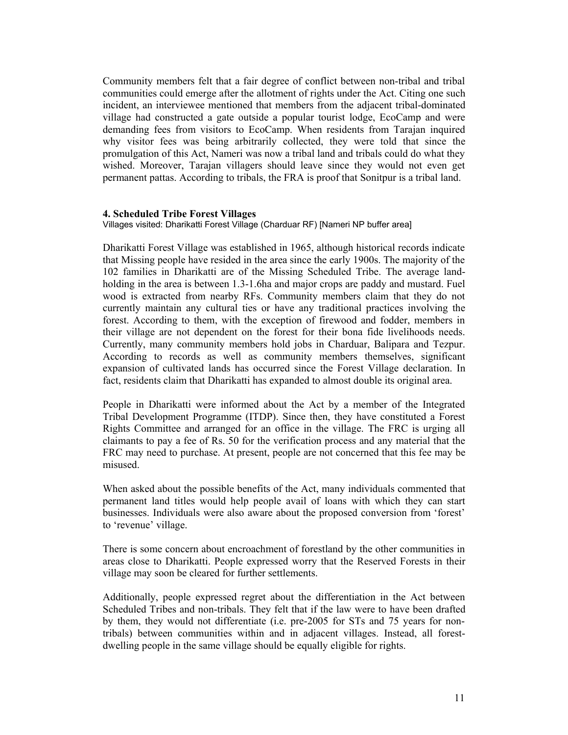Community members felt that a fair degree of conflict between non-tribal and tribal communities could emerge after the allotment of rights under the Act. Citing one such incident, an interviewee mentioned that members from the adjacent tribal-dominated village had constructed a gate outside a popular tourist lodge, EcoCamp and were demanding fees from visitors to EcoCamp. When residents from Tarajan inquired why visitor fees was being arbitrarily collected, they were told that since the promulgation of this Act, Nameri was now a tribal land and tribals could do what they wished. Moreover, Tarajan villagers should leave since they would not even get permanent pattas. According to tribals, the FRA is proof that Sonitpur is a tribal land.

## 4. Scheduled Tribe Forest Villages

Villages visited: Dharikatti Forest Village (Charduar RF) [Nameri NP buffer area]

Dharikatti Forest Village was established in 1965, although historical records indicate that Missing people have resided in the area since the early 1900s. The majority of the 102 families in Dharikatti are of the Missing Scheduled Tribe. The average land-holding in the area is between 1.3-1.6ha and major crops are paddy and mustard. Fuel wood is extracted from nearby RFs. Community members claim that they do not currently maintain any cultural ties or have any traditional practices involving the forest. According to them, with the exception of firewood and fodder, members in their village are not dependent on the forest for their bona fide livelihoods needs. Currently, many community members hold jobs in Charduar, Balipara and Tezpur. According to records as well as community members themselves, significant expansion of cultivated lands has occurred since the Forest Village declaration. In fact, residents claim that Dharikatti has expanded to almost double its original area.

People in Dharikatti were informed about the Act by a member of the Integrated Tribal Development Programme (ITDP). Since then, they have constituted a Forest Rights Committee and arranged for an office in the village. The FRC is urging all claimants to pay a fee of Rs. 50 for the verification process and any material that the FRC may need to purchase. At present, people are not concerned that this fee may be misused.

When asked about the possible benefits of the Act, many individuals commented that permanent land titles would help people avail of loans with which they can start businesses. Individuals were also aware about the proposed conversion from 'forest' to 'revenue' village.

There is some concern about encroachment of forestland by the other communities in areas close to Dharikatti. People expressed worry that the Reserved Forests in their village may soon be cleared for further settlements.

Additionally, people expressed regret about the differentiation in the Act between Scheduled Tribes and non-tribals. They felt that if the law were to have been drafted by them, they would not differentiate (i.e. pre-2005 for STs and 75 years for non-tribals) between communities within and in adjacent villages. Instead, all forest-dwelling people in the same village should be equally eligible for rights.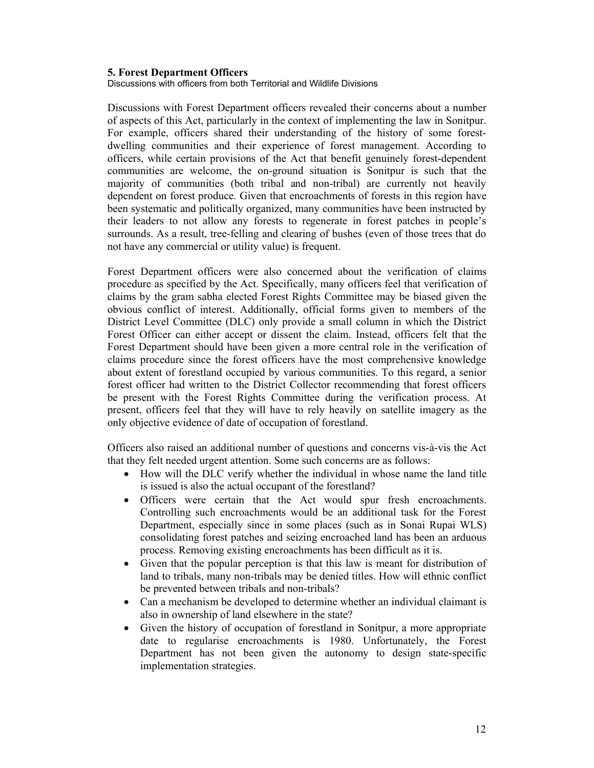### 5. Forest Department Officers

Discussions with officers from both Territorial and Wildlife Divisions

Discussions with Forest Department officers revealed their concerns about a number of aspects of this Act, particularly in the context of implementing the law in Sonitpur. For example, officers shared their understanding of the history of some forest-dwelling communities and their experience of forest management. According to officers, while certain provisions of the Act that benefit genuinely forest-dependent communities are welcome, the on-ground situation is Sonitpur is such that the majority of communities (both tribal and non-tribal) are currently not heavily dependent on forest produce. Given that encroachments of forests in this region have been systematic and politically organized, many communities have been instructed by their leaders to not allow any forests to regenerate in forest patches in people's surrounds. As a result, tree-felling and clearing of bushes (even of those trees that do not have any commercial or utility value) is frequent.

Forest Department officers were also concerned about the verification of claims procedure as specified by the Act. Specifically, many officers feel that verification of claims by the gram sabha elected Forest Rights Committee may be biased given the obvious conflict of interest. Additionally, official forms given to members of the District Level Committee (DLC) only provide a small column in which the District Forest Officer can either accept or dissent the claim. Instead, officers felt that the Forest Department should have been given a more central role in the verification of claims procedure since the forest officers have the most comprehensive knowledge about extent of forestland occupied by various communities. To this regard, a senior forest officer had written to the District Collector recommending that forest officers be present with the Forest Rights Committee during the verification process. At present, officers feel that they will have to rely heavily on satellite imagery as the only objective evidence of date of occupation of forestland.

Officers also raised an additional number of questions and concerns vis-à-vis the Act that they felt needed urgent attention. Some such concerns are as follows:

- How will the DLC verify whether the individual in whose name the land title is issued is also the actual occupant of the forestland?
- Officers were certain that the Act would spur fresh encroachments. Controlling such encroachments would be an additional task for the Forest Department, especially since in some places (such as in Sonai Rupai WLS) consolidating forest patches and seizing encroached land has been an arduous process. Removing existing encroachments has been difficult as it is.
- Given that the popular perception is that this law is meant for distribution of land to tribals, many non-tribals may be denied titles. How will ethnic conflict be prevented between tribals and non-tribals?
- Can a mechanism be developed to determine whether an individual claimant is also in ownership of land elsewhere in the state?
- Given the history of occupation of forestland in Sonitpur, a more appropriate date to regularise encroachments is 1980. Unfortunately, the Forest Department has not been given the autonomy to design state-specific implementation strategies.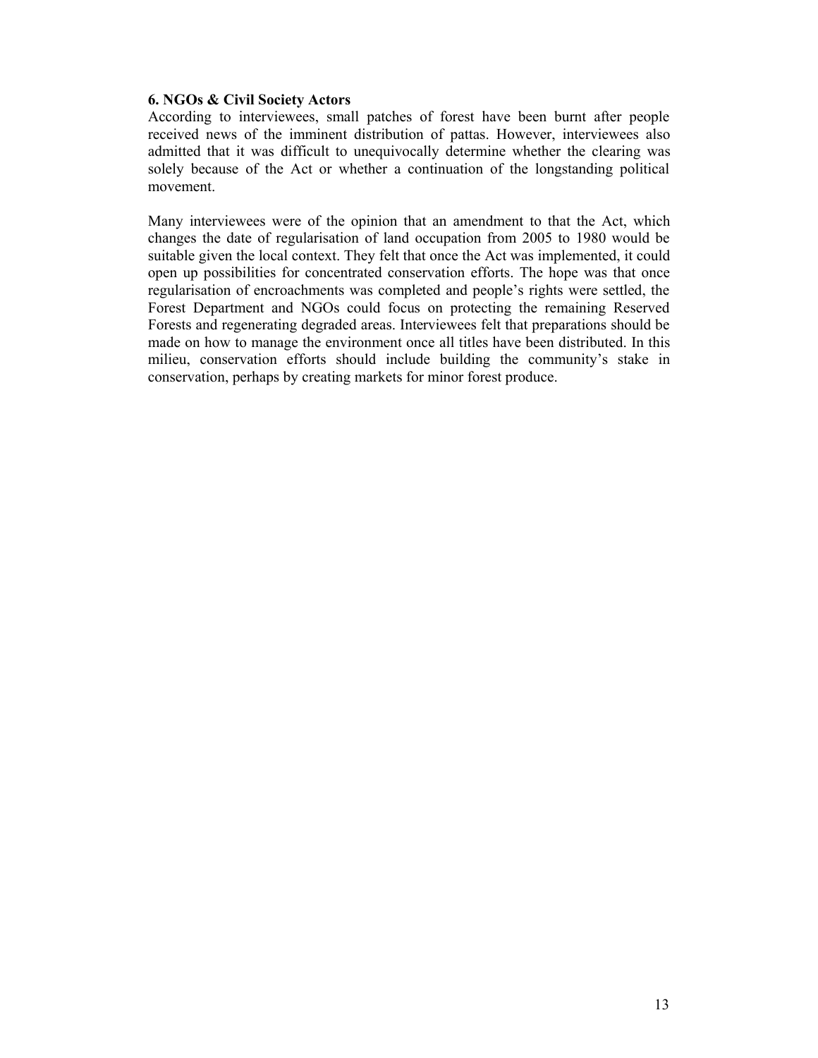**6. NGOs & Civil Society Actors**

According to interviewees, small patches of forest have been burnt after people received news of the imminent distribution of pattas. However, interviewees also admitted that it was difficult to unequivocally determine whether the clearing was solely because of the Act or whether a continuation of the longstanding political movement.

Many interviewees were of the opinion that an amendment to that the Act, which changes the date of regularisation of land occupation from 2005 to 1980 would be suitable given the local context. They felt that once the Act was implemented, it could open up possibilities for concentrated conservation efforts. The hope was that once regularisation of encroachments was completed and people's rights were settled, the Forest Department and NGOs could focus on protecting the remaining Reserved Forests and regenerating degraded areas. Interviewees felt that preparations should be made on how to manage the environment once all titles have been distributed. In this milieu, conservation efforts should include building the community's stake in conservation, perhaps by creating markets for minor forest produce.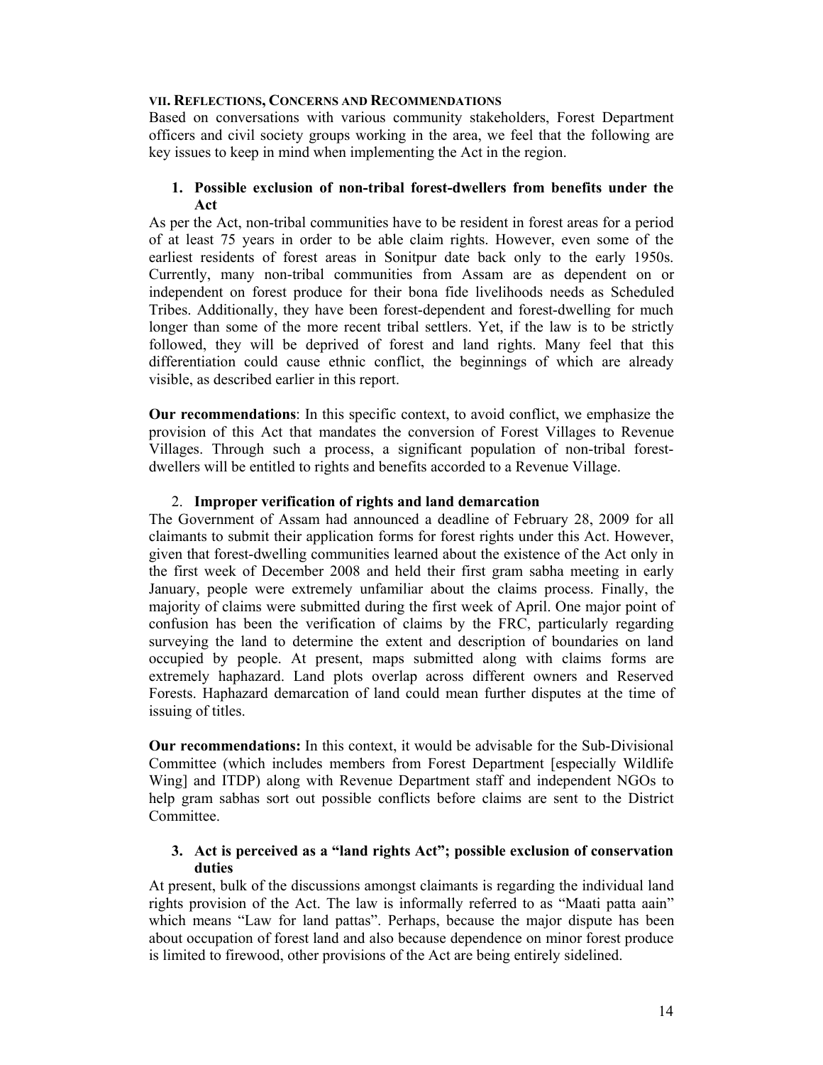## VII. REFLECTIONS, CONCERNS AND RECOMMENDATIONS

Based on conversations with various community stakeholders, Forest Department officers and civil society groups working in the area, we feel that the following are key issues to keep in mind when implementing the Act in the region.

### 1. Possible exclusion of non-tribal forest-dwellers from benefits under the Act

As per the Act, non-tribal communities have to be resident in forest areas for a period of at least 75 years in order to be able claim rights. However, even some of the earliest residents of forest areas in Sonitpur date back only to the early 1950s. Currently, many non-tribal communities from Assam are as dependent on or independent on forest produce for their bona fide livelihoods needs as Scheduled Tribes. Additionally, they have been forest-dependent and forest-dwelling for much longer than some of the more recent tribal settlers. Yet, if the law is to be strictly followed, they will be deprived of forest and land rights. Many feel that this differentiation could cause ethnic conflict, the beginnings of which are already visible, as described earlier in this report.

**Our recommendations**: In this specific context, to avoid conflict, we emphasize the provision of this Act that mandates the conversion of Forest Villages to Revenue Villages. Through such a process, a significant population of non-tribal forest-dwellers will be entitled to rights and benefits accorded to a Revenue Village.

### 2. Improper verification of rights and land demarcation

The Government of Assam had announced a deadline of February 28, 2009 for all claimants to submit their application forms for forest rights under this Act. However, given that forest-dwelling communities learned about the existence of the Act only in the first week of December 2008 and held their first gram sabha meeting in early January, people were extremely unfamiliar about the claims process. Finally, the majority of claims were submitted during the first week of April. One major point of confusion has been the verification of claims by the FRC, particularly regarding surveying the land to determine the extent and description of boundaries on land occupied by people. At present, maps submitted along with claims forms are extremely haphazard. Land plots overlap across different owners and Reserved Forests. Haphazard demarcation of land could mean further disputes at the time of issuing of titles.

**Our recommendations:** In this context, it would be advisable for the Sub-Divisional Committee (which includes members from Forest Department [especially Wildlife Wing] and ITDP) along with Revenue Department staff and independent NGOs to help gram sabhas sort out possible conflicts before claims are sent to the District Committee.

### 3. Act is perceived as a "land rights Act"; possible exclusion of conservation duties

At present, bulk of the discussions amongst claimants is regarding the individual land rights provision of the Act. The law is informally referred to as "Maati patta aain" which means "Law for land pattas". Perhaps, because the major dispute has been about occupation of forest land and also because dependence on minor forest produce is limited to firewood, other provisions of the Act are being entirely sidelined.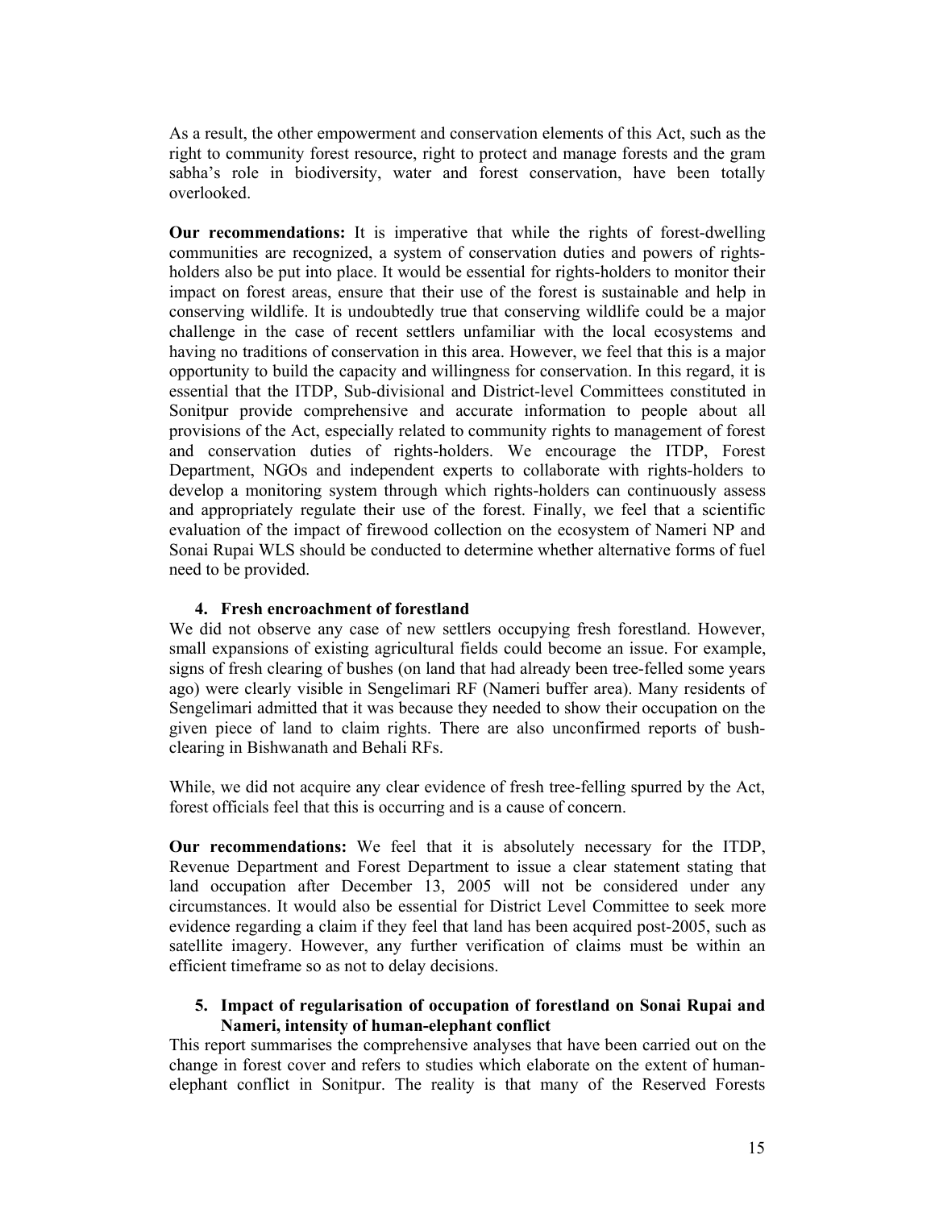As a result, the other empowerment and conservation elements of this Act, such as the right to community forest resource, right to protect and manage forests and the gram sabha's role in biodiversity, water and forest conservation, have been totally overlooked.

**Our recommendations:** It is imperative that while the rights of forest-dwelling communities are recognized, a system of conservation duties and powers of rights-holders also be put into place. It would be essential for rights-holders to monitor their impact on forest areas, ensure that their use of the forest is sustainable and help in conserving wildlife. It is undoubtedly true that conserving wildlife could be a major challenge in the case of recent settlers unfamiliar with the local ecosystems and having no traditions of conservation in this area. However, we feel that this is a major opportunity to build the capacity and willingness for conservation. In this regard, it is essential that the ITDP, Sub-divisional and District-level Committees constituted in Sonitpur provide comprehensive and accurate information to people about all provisions of the Act, especially related to community rights to management of forest and conservation duties of rights-holders. We encourage the ITDP, Forest Department, NGOs and independent experts to collaborate with rights-holders to develop a monitoring system through which rights-holders can continuously assess and appropriately regulate their use of the forest. Finally, we feel that a scientific evaluation of the impact of firewood collection on the ecosystem of Nameri NP and Sonai Rupai WLS should be conducted to determine whether alternative forms of fuel need to be provided.

### 4. Fresh encroachment of forestland

We did not observe any case of new settlers occupying fresh forestland. However, small expansions of existing agricultural fields could become an issue. For example, signs of fresh clearing of bushes (on land that had already been tree-felled some years ago) were clearly visible in Sengelimari RF (Nameri buffer area). Many residents of Sengelimari admitted that it was because they needed to show their occupation on the given piece of land to claim rights. There are also unconfirmed reports of bush-clearing in Bishwanath and Behali RFs.

While, we did not acquire any clear evidence of fresh tree-felling spurred by the Act, forest officials feel that this is occurring and is a cause of concern.

**Our recommendations:** We feel that it is absolutely necessary for the ITDP, Revenue Department and Forest Department to issue a clear statement stating that land occupation after December 13, 2005 will not be considered under any circumstances. It would also be essential for District Level Committee to seek more evidence regarding a claim if they feel that land has been acquired post-2005, such as satellite imagery. However, any further verification of claims must be within an efficient timeframe so as not to delay decisions.

### 5. Impact of regularisation of occupation of forestland on Sonai Rupai and Nameri, intensity of human-elephant conflict

This report summarises the comprehensive analyses that have been carried out on the change in forest cover and refers to studies which elaborate on the extent of human-elephant conflict in Sonitpur. The reality is that many of the Reserved Forests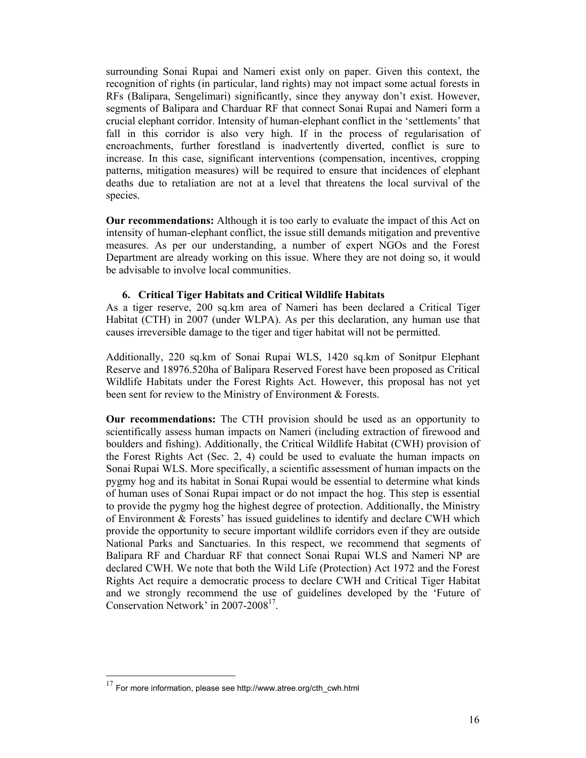surrounding Sonai Rupai and Nameri exist only on paper. Given this context, the recognition of rights (in particular, land rights) may not impact some actual forests in RFs (Balipara, Sengelimari) significantly, since they anyway don't exist. However, segments of Balipara and Charduar RF that connect Sonai Rupai and Nameri form a crucial elephant corridor. Intensity of human-elephant conflict in the 'settlements' that fall in this corridor is also very high. If in the process of regularisation of encroachments, further forestland is inadvertently diverted, conflict is sure to increase. In this case, significant interventions (compensation, incentives, cropping patterns, mitigation measures) will be required to ensure that incidences of elephant deaths due to retaliation are not at a level that threatens the local survival of the species.

**Our recommendations:** Although it is too early to evaluate the impact of this Act on intensity of human-elephant conflict, the issue still demands mitigation and preventive measures. As per our understanding, a number of expert NGOs and the Forest Department are already working on this issue. Where they are not doing so, it would be advisable to involve local communities.

### 6. Critical Tiger Habitats and Critical Wildlife Habitats

As a tiger reserve, 200 sq.km area of Nameri has been declared a Critical Tiger Habitat (CTH) in 2007 (under WLPA). As per this declaration, any human use that causes irreversible damage to the tiger and tiger habitat will not be permitted.

Additionally, 220 sq.km of Sonai Rupai WLS, 1420 sq.km of Sonitpur Elephant Reserve and 18976.520ha of Balipara Reserved Forest have been proposed as Critical Wildlife Habitats under the Forest Rights Act. However, this proposal has not yet been sent for review to the Ministry of Environment & Forests.

**Our recommendations:** The CTH provision should be used as an opportunity to scientifically assess human impacts on Nameri (including extraction of firewood and boulders and fishing). Additionally, the Critical Wildlife Habitat (CWH) provision of the Forest Rights Act (Sec. 2, 4) could be used to evaluate the human impacts on Sonai Rupai WLS. More specifically, a scientific assessment of human impacts on the pygmy hog and its habitat in Sonai Rupai would be essential to determine what kinds of human uses of Sonai Rupai impact or do not impact the hog. This step is essential to provide the pygmy hog the highest degree of protection. Additionally, the Ministry of Environment & Forests' has issued guidelines to identify and declare CWH which provide the opportunity to secure important wildlife corridors even if they are outside National Parks and Sanctuaries. In this respect, we recommend that segments of Balipara RF and Charduar RF that connect Sonai Rupai WLS and Nameri NP are declared CWH. We note that both the Wild Life (Protection) Act 1972 and the Forest Rights Act require a democratic process to declare CWH and Critical Tiger Habitat and we strongly recommend the use of guidelines developed by the 'Future of Conservation Network' in 2007-2008[17].

---

[17] For more information, please see http://www.atree.org/cth_cwh.html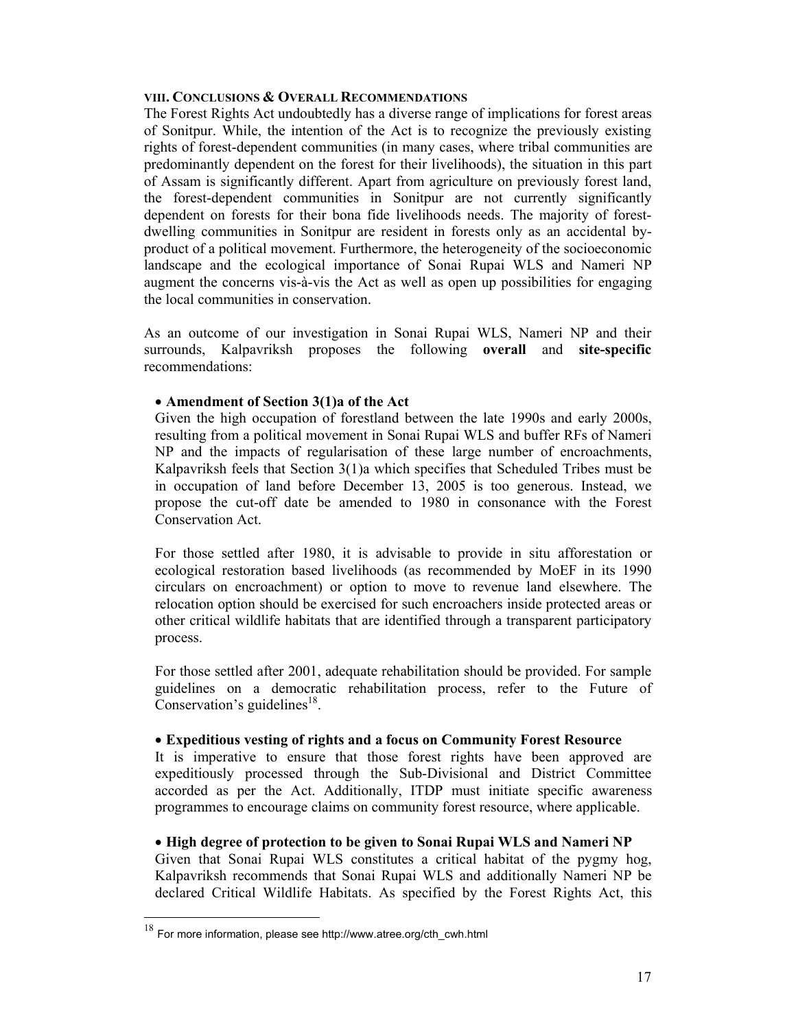## VIII. CONCLUSIONS & OVERALL RECOMMENDATIONS

The Forest Rights Act undoubtedly has a diverse range of implications for forest areas of Sonitpur. While, the intention of the Act is to recognize the previously existing rights of forest-dependent communities (in many cases, where tribal communities are predominantly dependent on the forest for their livelihoods), the situation in this part of Assam is significantly different. Apart from agriculture on previously forest land, the forest-dependent communities in Sonitpur are not currently significantly dependent on forests for their bona fide livelihoods needs. The majority of forest-dwelling communities in Sonitpur are resident in forests only as an accidental by-product of a political movement. Furthermore, the heterogeneity of the socioeconomic landscape and the ecological importance of Sonai Rupai WLS and Nameri NP augment the concerns vis-à-vis the Act as well as open up possibilities for engaging the local communities in conservation.

As an outcome of our investigation in Sonai Rupai WLS, Nameri NP and their surrounds, Kalpavriksh proposes the following **overall** and **site-specific** recommendations:

- **Amendment of Section 3(1)a of the Act**

  Given the high occupation of forestland between the late 1990s and early 2000s, resulting from a political movement in Sonai Rupai WLS and buffer RFs of Nameri NP and the impacts of regularisation of these large number of encroachments, Kalpavriksh feels that Section 3(1)a which specifies that Scheduled Tribes must be in occupation of land before December 13, 2005 is too generous. Instead, we propose the cut-off date be amended to 1980 in consonance with the Forest Conservation Act.

  For those settled after 1980, it is advisable to provide in situ afforestation or ecological restoration based livelihoods (as recommended by MoEF in its 1990 circulars on encroachment) or option to move to revenue land elsewhere. The relocation option should be exercised for such encroachers inside protected areas or other critical wildlife habitats that are identified through a transparent participatory process.

  For those settled after 2001, adequate rehabilitation should be provided. For sample guidelines on a democratic rehabilitation process, refer to the Future of Conservation's guidelines[18].

- **Expeditious vesting of rights and a focus on Community Forest Resource**

  It is imperative to ensure that those forest rights have been approved are expeditiously processed through the Sub-Divisional and District Committee accorded as per the Act. Additionally, ITDP must initiate specific awareness programmes to encourage claims on community forest resource, where applicable.

- **High degree of protection to be given to Sonai Rupai WLS and Nameri NP**

  Given that Sonai Rupai WLS constitutes a critical habitat of the pygmy hog, Kalpavriksh recommends that Sonai Rupai WLS and additionally Nameri NP be declared Critical Wildlife Habitats. As specified by the Forest Rights Act, this

---

[18] For more information, please see http://www.atree.org/cth_cwh.html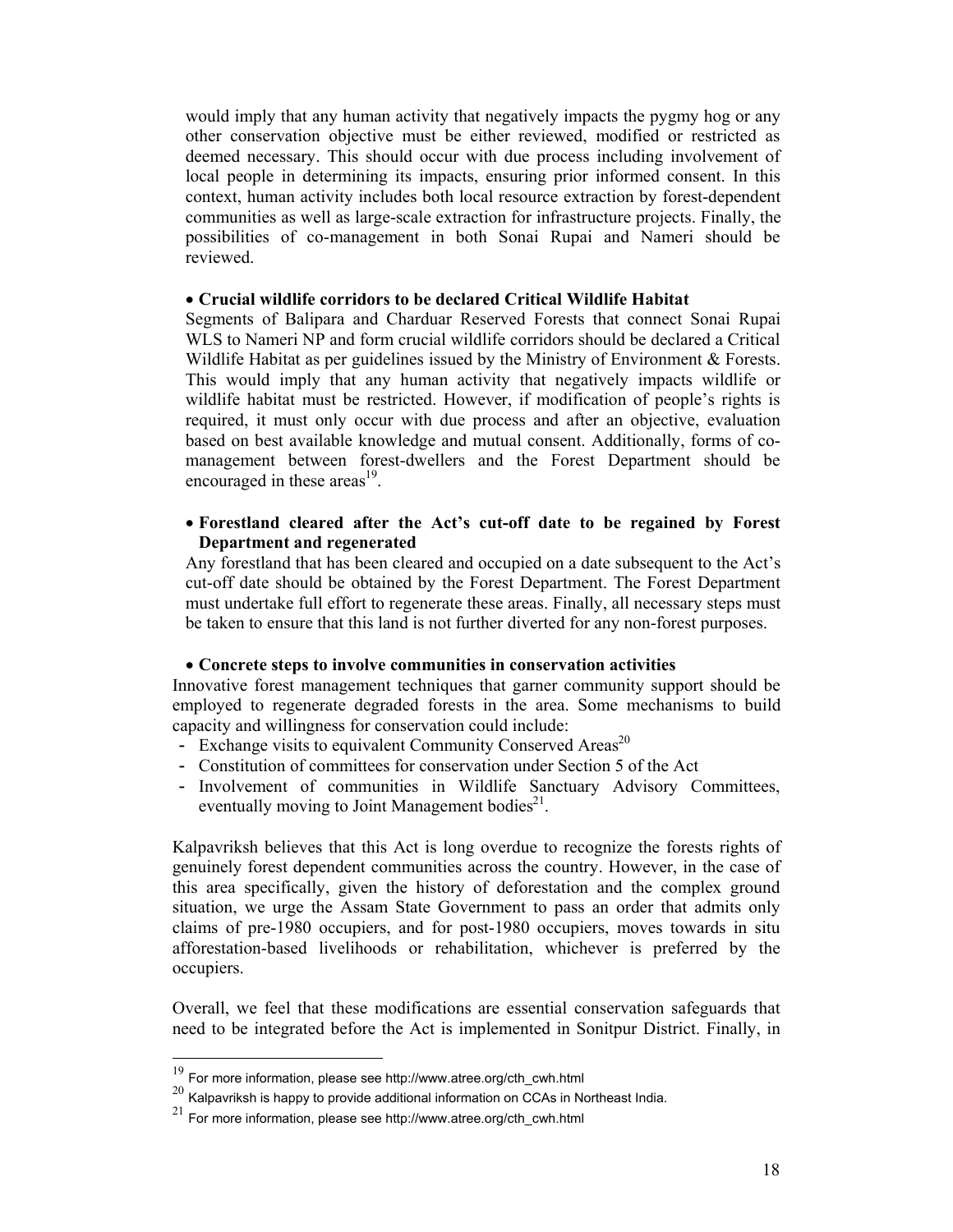would imply that any human activity that negatively impacts the pygmy hog or any other conservation objective must be either reviewed, modified or restricted as deemed necessary. This should occur with due process including involvement of local people in determining its impacts, ensuring prior informed consent. In this context, human activity includes both local resource extraction by forest-dependent communities as well as large-scale extraction for infrastructure projects. Finally, the possibilities of co-management in both Sonai Rupai and Nameri should be reviewed.

- **Crucial wildlife corridors to be declared Critical Wildlife Habitat**

Segments of Balipara and Charduar Reserved Forests that connect Sonai Rupai WLS to Nameri NP and form crucial wildlife corridors should be declared a Critical Wildlife Habitat as per guidelines issued by the Ministry of Environment & Forests. This would imply that any human activity that negatively impacts wildlife or wildlife habitat must be restricted. However, if modification of people's rights is required, it must only occur with due process and after an objective, evaluation based on best available knowledge and mutual consent. Additionally, forms of co-management between forest-dwellers and the Forest Department should be encouraged in these areas[19].

- **Forestland cleared after the Act's cut-off date to be regained by Forest Department and regenerated**

Any forestland that has been cleared and occupied on a date subsequent to the Act's cut-off date should be obtained by the Forest Department. The Forest Department must undertake full effort to regenerate these areas. Finally, all necessary steps must be taken to ensure that this land is not further diverted for any non-forest purposes.

- **Concrete steps to involve communities in conservation activities**

Innovative forest management techniques that garner community support should be employed to regenerate degraded forests in the area. Some mechanisms to build capacity and willingness for conservation could include:

- Exchange visits to equivalent Community Conserved Areas[20]
- Constitution of committees for conservation under Section 5 of the Act
- Involvement of communities in Wildlife Sanctuary Advisory Committees, eventually moving to Joint Management bodies[21].

Kalpavriksh believes that this Act is long overdue to recognize the forests rights of genuinely forest dependent communities across the country. However, in the case of this area specifically, given the history of deforestation and the complex ground situation, we urge the Assam State Government to pass an order that admits only claims of pre-1980 occupiers, and for post-1980 occupiers, moves towards in situ afforestation-based livelihoods or rehabilitation, whichever is preferred by the occupiers.

Overall, we feel that these modifications are essential conservation safeguards that need to be integrated before the Act is implemented in Sonitpur District. Finally, in

---

[19] For more information, please see http://www.atree.org/cth_cwh.html

[20] Kalpavriksh is happy to provide additional information on CCAs in Northeast India.

[21] For more information, please see http://www.atree.org/cth_cwh.html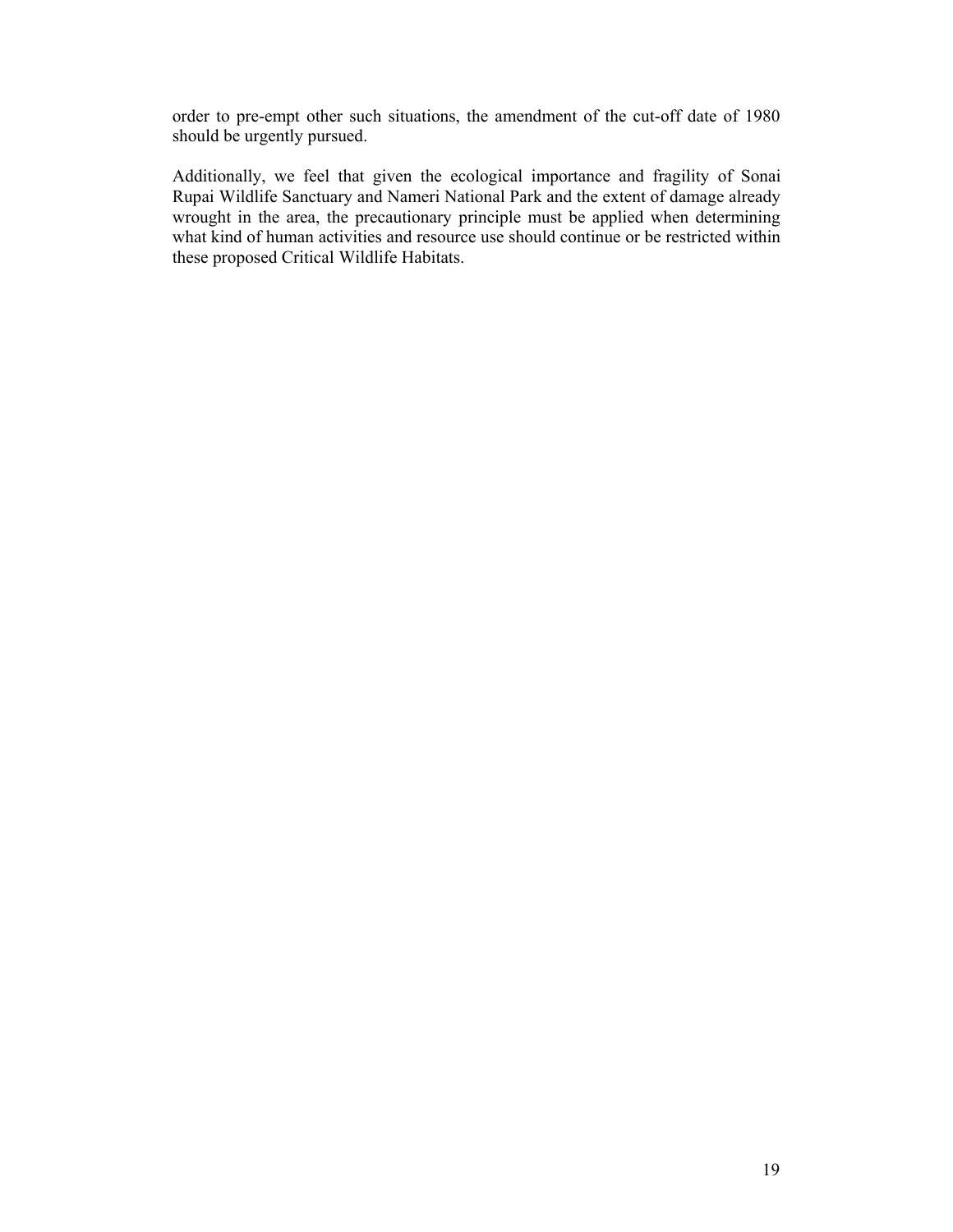order to pre-empt other such situations, the amendment of the cut-off date of 1980 should be urgently pursued.

Additionally, we feel that given the ecological importance and fragility of Sonai Rupai Wildlife Sanctuary and Nameri National Park and the extent of damage already wrought in the area, the precautionary principle must be applied when determining what kind of human activities and resource use should continue or be restricted within these proposed Critical Wildlife Habitats.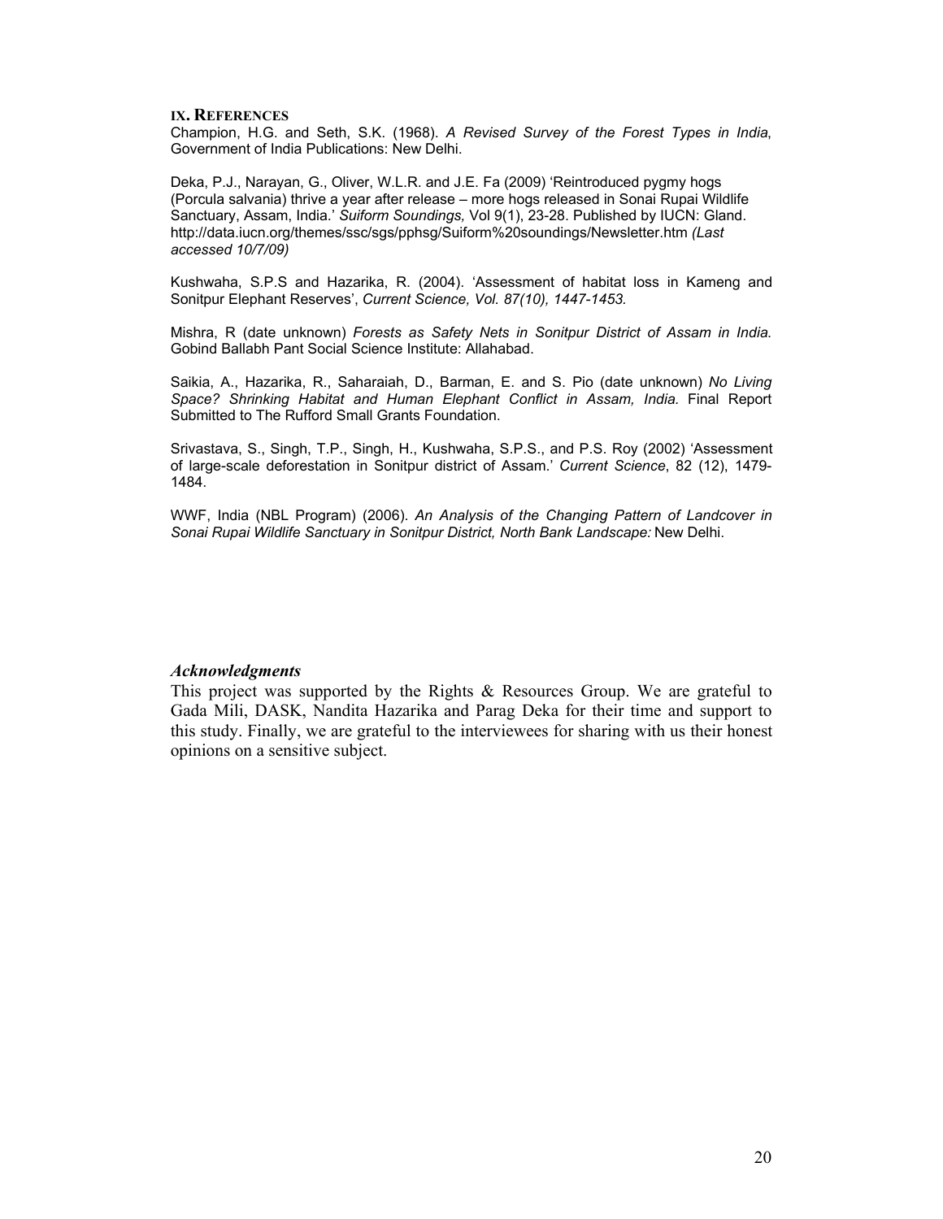## IX. References

Champion, H.G. and Seth, S.K. (1968). *A Revised Survey of the Forest Types in India*, Government of India Publications: New Delhi.

Deka, P.J., Narayan, G., Oliver, W.L.R. and J.E. Fa (2009) 'Reintroduced pygmy hogs (Porcula salvania) thrive a year after release – more hogs released in Sonai Rupai Wildlife Sanctuary, Assam, India.' *Suiform Soundings,* Vol 9(1), 23-28. Published by IUCN: Gland. http://data.iucn.org/themes/ssc/sgs/pphsg/Suiform%20soundings/Newsletter.htm *(Last accessed 10/7/09)*

Kushwaha, S.P.S and Hazarika, R. (2004). 'Assessment of habitat loss in Kameng and Sonitpur Elephant Reserves', *Current Science, Vol. 87(10), 1447-1453.*

Mishra, R (date unknown) *Forests as Safety Nets in Sonitpur District of Assam in India.* Gobind Ballabh Pant Social Science Institute: Allahabad.

Saikia, A., Hazarika, R., Saharaiah, D., Barman, E. and S. Pio (date unknown) *No Living Space? Shrinking Habitat and Human Elephant Conflict in Assam, India.* Final Report Submitted to The Rufford Small Grants Foundation.

Srivastava, S., Singh, T.P., Singh, H., Kushwaha, S.P.S., and P.S. Roy (2002) 'Assessment of large-scale deforestation in Sonitpur district of Assam.' *Current Science*, 82 (12), 1479-1484.

WWF, India (NBL Program) (2006). *An Analysis of the Changing Pattern of Landcover in Sonai Rupai Wildlife Sanctuary in Sonitpur District, North Bank Landscape:* New Delhi.

### *Acknowledgments*

This project was supported by the Rights & Resources Group. We are grateful to Gada Mili, DASK, Nandita Hazarika and Parag Deka for their time and support to this study. Finally, we are grateful to the interviewees for sharing with us their honest opinions on a sensitive subject.